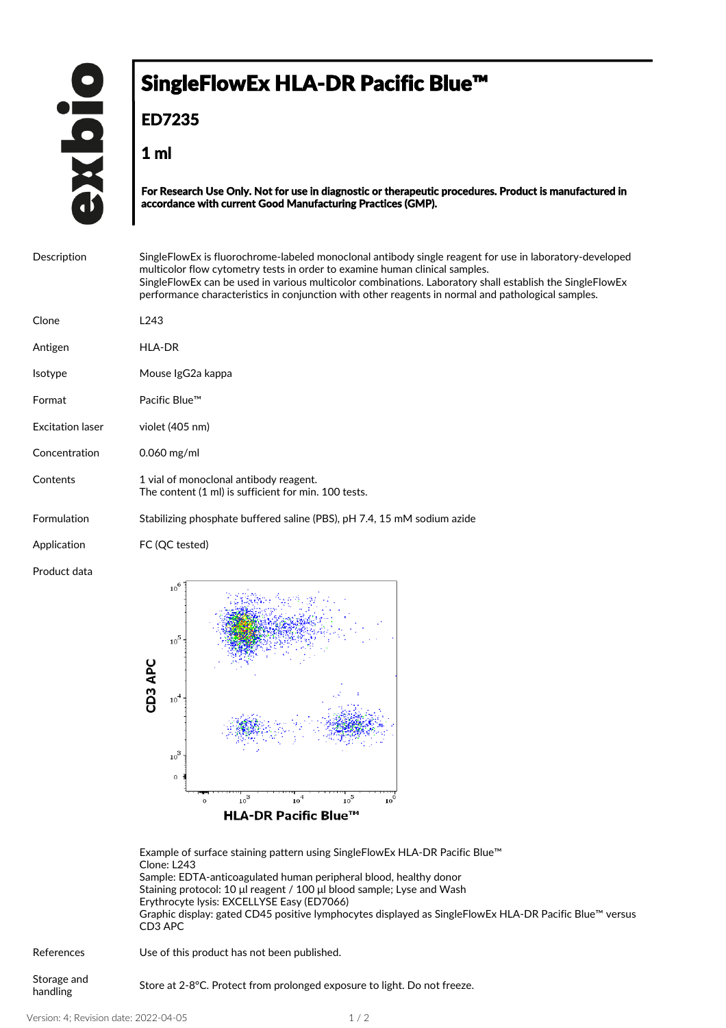# SingleFlowEx HLA-DR Pacific Blue™

## ED7235

## 1 ml

**For Research Use Only. Not for use in diagnostic or therapeutic procedures. Product is manufactured in accordance with current Good Manufacturing Practices (GMP).**

| | |
|---|---|
| Description | SingleFlowEx is fluorochrome-labeled monoclonal antibody single reagent for use in laboratory-developed multicolor flow cytometry tests in order to examine human clinical samples. SingleFlowEx can be used in various multicolor combinations. Laboratory shall establish the SingleFlowEx performance characteristics in conjunction with other reagents in normal and pathological samples. |
| Clone | L243 |
| Antigen | HLA-DR |
| Isotype | Mouse IgG2a kappa |
| Format | Pacific Blue™ |
| Excitation laser | violet (405 nm) |
| Concentration | 0.060 mg/ml |
| Contents | 1 vial of monoclonal antibody reagent. The content (1 ml) is sufficient for min. 100 tests. |
| Formulation | Stabilizing phosphate buffered saline (PBS), pH 7.4, 15 mM sodium azide |
| Application | FC (QC tested) |

Product data

Example of surface staining pattern using SingleFlowEx HLA-DR Pacific Blue™
Clone: L243
Sample: EDTA-anticoagulated human peripheral blood, healthy donor
Staining protocol: 10 µl reagent / 100 µl blood sample; Lyse and Wash
Erythrocyte lysis: EXCELLYSE Easy (ED7066)
Graphic display: gated CD45 positive lymphocytes displayed as SingleFlowEx HLA-DR Pacific Blue™ versus CD3 APC

| | |
|---|---|
| References | Use of this product has not been published. |
| Storage and handling | Store at 2-8°C. Protect from prolonged exposure to light. Do not freeze. |

Version: 4; Revision date: 2022-04-05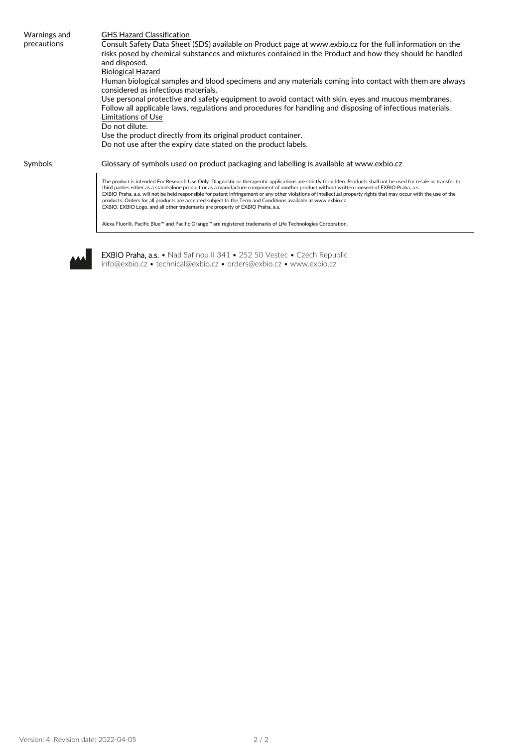**Warnings and precautions**

GHS Hazard Classification

Consult Safety Data Sheet (SDS) available on Product page at www.exbio.cz for the full information on the risks posed by chemical substances and mixtures contained in the Product and how they should be handled and disposed.

Biological Hazard

Human biological samples and blood specimens and any materials coming into contact with them are always considered as infectious materials.
Use personal protective and safety equipment to avoid contact with skin, eyes and mucous membranes.
Follow all applicable laws, regulations and procedures for handling and disposing of infectious materials.

Limitations of Use

Do not dilute.
Use the product directly from its original product container.
Do not use after the expiry date stated on the product labels.

**Symbols**

Glossary of symbols used on product packaging and labelling is available at www.exbio.cz

The product is intended For Research Use Only. Diagnostic or therapeutic applications are strictly forbidden. Products shall not be used for resale or transfer to third parties either as a stand-alone product or as a manufacture component of another product without written consent of EXBIO Praha, a.s.
EXBIO Praha, a.s. will not be held responsible for patent infringement or any other violations of intellectual property rights that may occur with the use of the products. Orders for all products are accepted subject to the Term and Conditions available at www.exbio.cz.
EXBIO, EXBIO Logo, and all other trademarks are property of EXBIO Praha, a.s.

Alexa Fluor®, Pacific Blue™ and Pacific Orange™ are registered trademarks of Life Technologies Corporation.

**EXBIO Praha, a.s.** • Nad Safinou II 341 • 252 50 Vestec • Czech Republic
info@exbio.cz • technical@exbio.cz • orders@exbio.cz • www.exbio.cz

Version: 4; Revision date: 2022-04-05